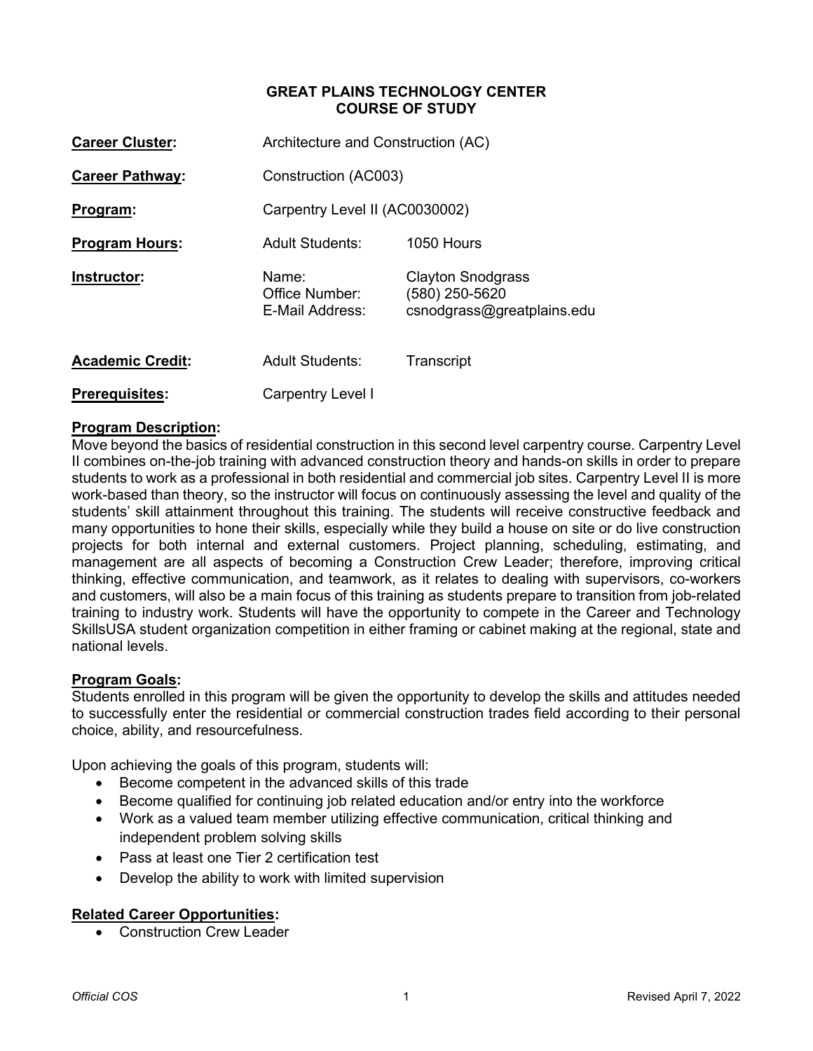# GREAT PLAINS TECHNOLOGY CENTER
## COURSE OF STUDY

| | | |
|---|---|---|
| **Career Cluster:** | Architecture and Construction (AC) | |
| **Career Pathway:** | Construction (AC003) | |
| **Program:** | Carpentry Level II (AC0030002) | |
| **Program Hours:** | Adult Students: | 1050 Hours |
| **Instructor:** | Name:<br>Office Number:<br>E-Mail Address: | Clayton Snodgrass<br>(580) 250-5620<br>csnodgrass@greatplains.edu |
| **Academic Credit:** | Adult Students: | Transcript |
| **Prerequisites:** | Carpentry Level I | |

**Program Description:**

Move beyond the basics of residential construction in this second level carpentry course. Carpentry Level II combines on-the-job training with advanced construction theory and hands-on skills in order to prepare students to work as a professional in both residential and commercial job sites. Carpentry Level II is more work-based than theory, so the instructor will focus on continuously assessing the level and quality of the students' skill attainment throughout this training. The students will receive constructive feedback and many opportunities to hone their skills, especially while they build a house on site or do live construction projects for both internal and external customers. Project planning, scheduling, estimating, and management are all aspects of becoming a Construction Crew Leader; therefore, improving critical thinking, effective communication, and teamwork, as it relates to dealing with supervisors, co-workers and customers, will also be a main focus of this training as students prepare to transition from job-related training to industry work. Students will have the opportunity to compete in the Career and Technology SkillsUSA student organization competition in either framing or cabinet making at the regional, state and national levels.

**Program Goals:**

Students enrolled in this program will be given the opportunity to develop the skills and attitudes needed to successfully enter the residential or commercial construction trades field according to their personal choice, ability, and resourcefulness.

Upon achieving the goals of this program, students will:

- Become competent in the advanced skills of this trade
- Become qualified for continuing job related education and/or entry into the workforce
- Work as a valued team member utilizing effective communication, critical thinking and independent problem solving skills
- Pass at least one Tier 2 certification test
- Develop the ability to work with limited supervision

**Related Career Opportunities:**

- Construction Crew Leader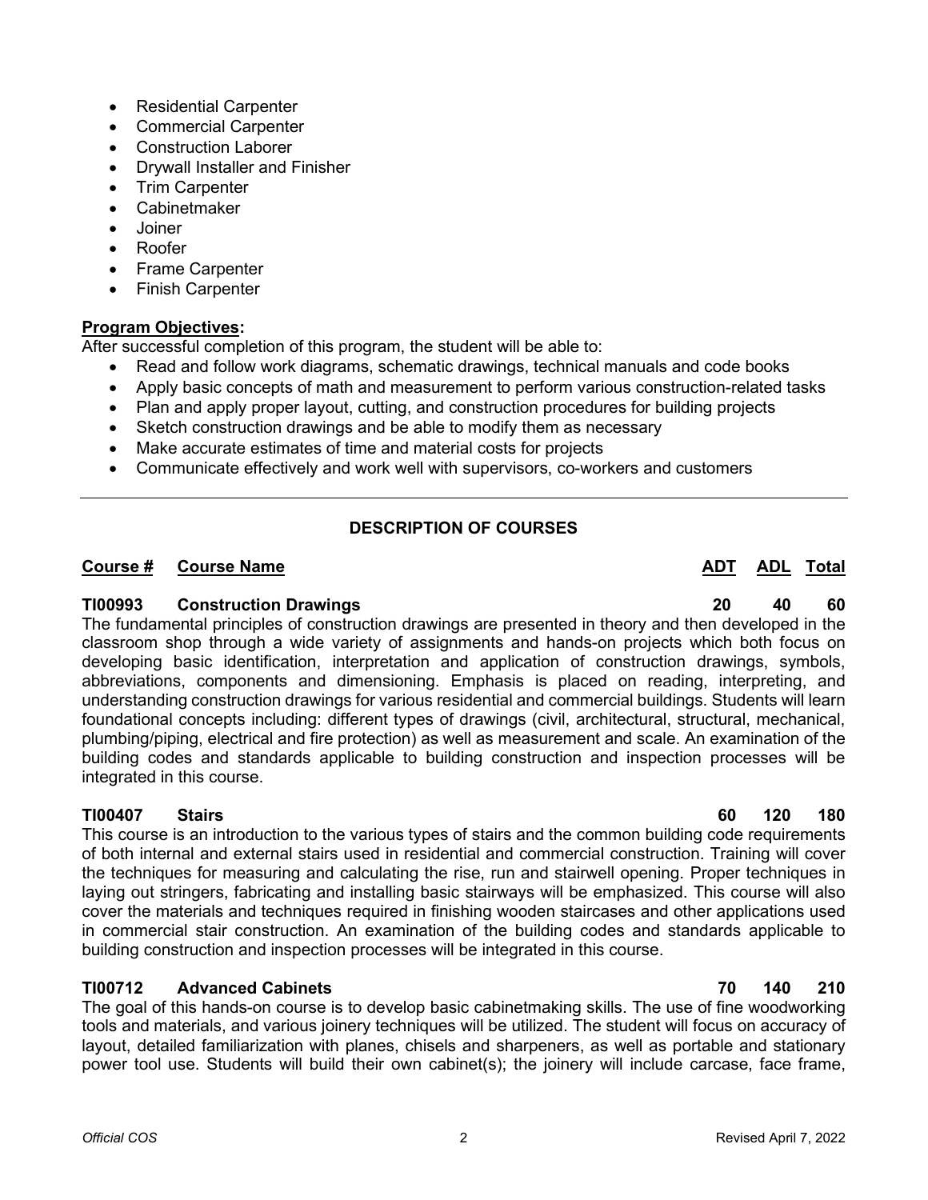- Residential Carpenter
- Commercial Carpenter
- Construction Laborer
- Drywall Installer and Finisher
- Trim Carpenter
- Cabinetmaker
- Joiner
- Roofer
- Frame Carpenter
- Finish Carpenter

**Program Objectives:**

After successful completion of this program, the student will be able to:

- Read and follow work diagrams, schematic drawings, technical manuals and code books
- Apply basic concepts of math and measurement to perform various construction-related tasks
- Plan and apply proper layout, cutting, and construction procedures for building projects
- Sketch construction drawings and be able to modify them as necessary
- Make accurate estimates of time and material costs for projects
- Communicate effectively and work well with supervisors, co-workers and customers

---

## DESCRIPTION OF COURSES

| Course # | Course Name | ADT | ADL | Total |
|---|---|---|---|---|
| **TI00993** | **Construction Drawings** | **20** | **40** | **60** |

The fundamental principles of construction drawings are presented in theory and then developed in the classroom shop through a wide variety of assignments and hands-on projects which both focus on developing basic identification, interpretation and application of construction drawings, symbols, abbreviations, components and dimensioning. Emphasis is placed on reading, interpreting, and understanding construction drawings for various residential and commercial buildings. Students will learn foundational concepts including: different types of drawings (civil, architectural, structural, mechanical, plumbing/piping, electrical and fire protection) as well as measurement and scale. An examination of the building codes and standards applicable to building construction and inspection processes will be integrated in this course.

| Course # | Course Name | ADT | ADL | Total |
|---|---|---|---|---|
| **TI00407** | **Stairs** | **60** | **120** | **180** |

This course is an introduction to the various types of stairs and the common building code requirements of both internal and external stairs used in residential and commercial construction. Training will cover the techniques for measuring and calculating the rise, run and stairwell opening. Proper techniques in laying out stringers, fabricating and installing basic stairways will be emphasized. This course will also cover the materials and techniques required in finishing wooden staircases and other applications used in commercial stair construction. An examination of the building codes and standards applicable to building construction and inspection processes will be integrated in this course.

| Course # | Course Name | ADT | ADL | Total |
|---|---|---|---|---|
| **TI00712** | **Advanced Cabinets** | **70** | **140** | **210** |

The goal of this hands-on course is to develop basic cabinetmaking skills. The use of fine woodworking tools and materials, and various joinery techniques will be utilized. The student will focus on accuracy of layout, detailed familiarization with planes, chisels and sharpeners, as well as portable and stationary power tool use. Students will build their own cabinet(s); the joinery will include carcase, face frame,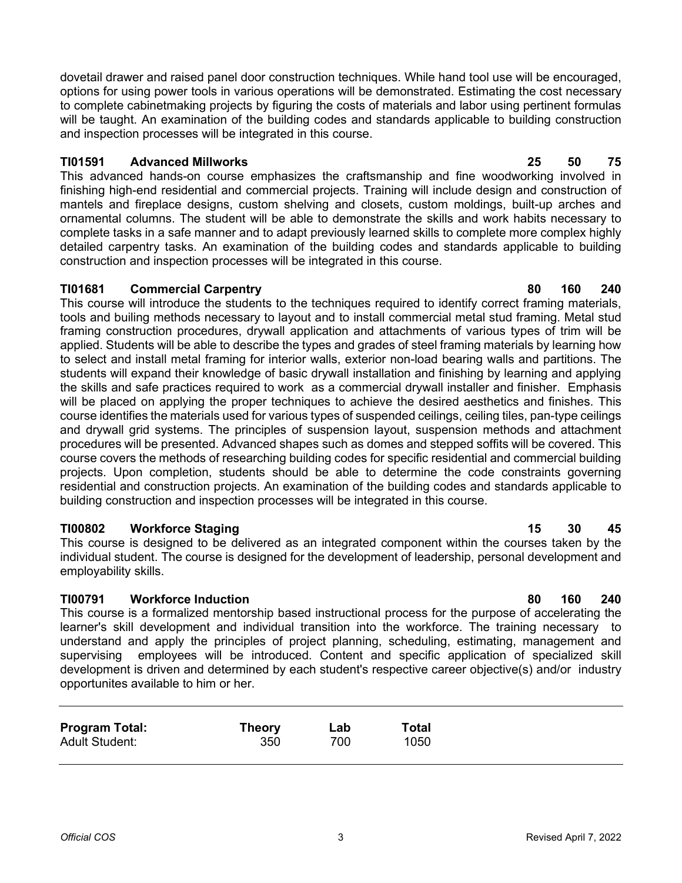dovetail drawer and raised panel door construction techniques. While hand tool use will be encouraged, options for using power tools in various operations will be demonstrated. Estimating the cost necessary to complete cabinetmaking projects by figuring the costs of materials and labor using pertinent formulas will be taught. An examination of the building codes and standards applicable to building construction and inspection processes will be integrated in this course.

**TI01591 Advanced Millworks 25 50 75**

This advanced hands-on course emphasizes the craftsmanship and fine woodworking involved in finishing high-end residential and commercial projects. Training will include design and construction of mantels and fireplace designs, custom shelving and closets, custom moldings, built-up arches and ornamental columns. The student will be able to demonstrate the skills and work habits necessary to complete tasks in a safe manner and to adapt previously learned skills to complete more complex highly detailed carpentry tasks. An examination of the building codes and standards applicable to building construction and inspection processes will be integrated in this course.

**TI01681 Commercial Carpentry 80 160 240**

This course will introduce the students to the techniques required to identify correct framing materials, tools and builing methods necessary to layout and to install commercial metal stud framing. Metal stud framing construction procedures, drywall application and attachments of various types of trim will be applied. Students will be able to describe the types and grades of steel framing materials by learning how to select and install metal framing for interior walls, exterior non-load bearing walls and partitions. The students will expand their knowledge of basic drywall installation and finishing by learning and applying the skills and safe practices required to work as a commercial drywall installer and finisher. Emphasis will be placed on applying the proper techniques to achieve the desired aesthetics and finishes. This course identifies the materials used for various types of suspended ceilings, ceiling tiles, pan-type ceilings and drywall grid systems. The principles of suspension layout, suspension methods and attachment procedures will be presented. Advanced shapes such as domes and stepped soffits will be covered. This course covers the methods of researching building codes for specific residential and commercial building projects. Upon completion, students should be able to determine the code constraints governing residential and construction projects. An examination of the building codes and standards applicable to building construction and inspection processes will be integrated in this course.

**TI00802 Workforce Staging 15 30 45**

This course is designed to be delivered as an integrated component within the courses taken by the individual student. The course is designed for the development of leadership, personal development and employability skills.

**TI00791 Workforce Induction 80 160 240**

This course is a formalized mentorship based instructional process for the purpose of accelerating the learner's skill development and individual transition into the workforce. The training necessary to understand and apply the principles of project planning, scheduling, estimating, management and supervising employees will be introduced. Content and specific application of specialized skill development is driven and determined by each student's respective career objective(s) and/or industry opportunites available to him or her.

| **Program Total:** | **Theory** | **Lab** | **Total** |
|---|---|---|---|
| Adult Student: | 350 | 700 | 1050 |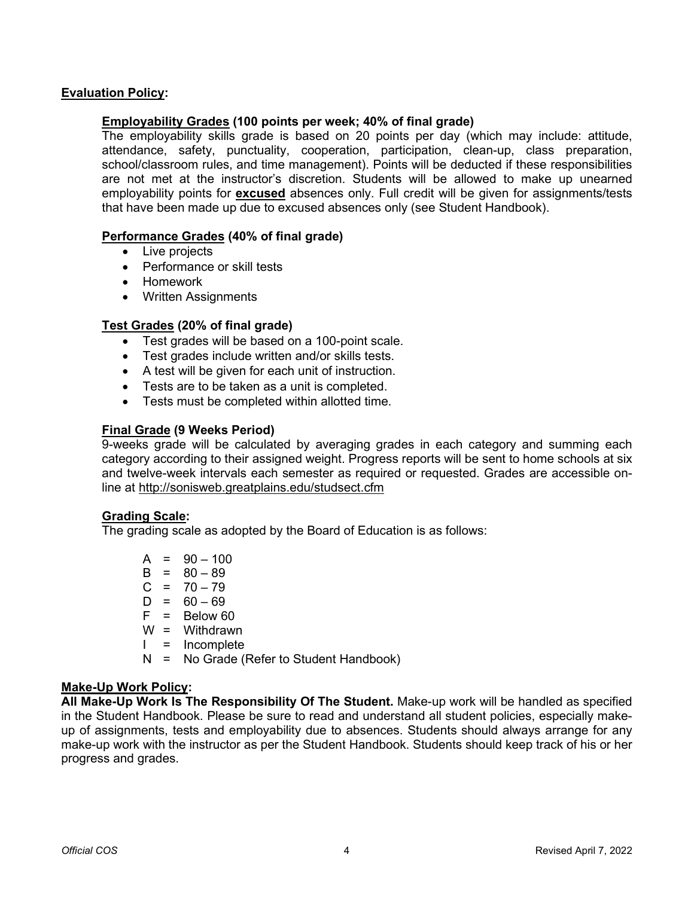## Evaluation Policy:

### Employability Grades (100 points per week; 40% of final grade)

The employability skills grade is based on 20 points per day (which may include: attitude, attendance, safety, punctuality, cooperation, participation, clean-up, class preparation, school/classroom rules, and time management). Points will be deducted if these responsibilities are not met at the instructor's discretion. Students will be allowed to make up unearned employability points for **excused** absences only. Full credit will be given for assignments/tests that have been made up due to excused absences only (see Student Handbook).

### Performance Grades (40% of final grade)

- Live projects
- Performance or skill tests
- Homework
- Written Assignments

### Test Grades (20% of final grade)

- Test grades will be based on a 100-point scale.
- Test grades include written and/or skills tests.
- A test will be given for each unit of instruction.
- Tests are to be taken as a unit is completed.
- Tests must be completed within allotted time.

### Final Grade (9 Weeks Period)

9-weeks grade will be calculated by averaging grades in each category and summing each category according to their assigned weight. Progress reports will be sent to home schools at six and twelve-week intervals each semester as required or requested. Grades are accessible on-line at http://sonisweb.greatplains.edu/studsect.cfm

### Grading Scale:

The grading scale as adopted by the Board of Education is as follows:

A = 90 – 100
B = 80 – 89
C = 70 – 79
D = 60 – 69
F = Below 60
W = Withdrawn
I = Incomplete
N = No Grade (Refer to Student Handbook)

## Make-Up Work Policy:

**All Make-Up Work Is The Responsibility Of The Student.** Make-up work will be handled as specified in the Student Handbook. Please be sure to read and understand all student policies, especially make-up of assignments, tests and employability due to absences. Students should always arrange for any make-up work with the instructor as per the Student Handbook. Students should keep track of his or her progress and grades.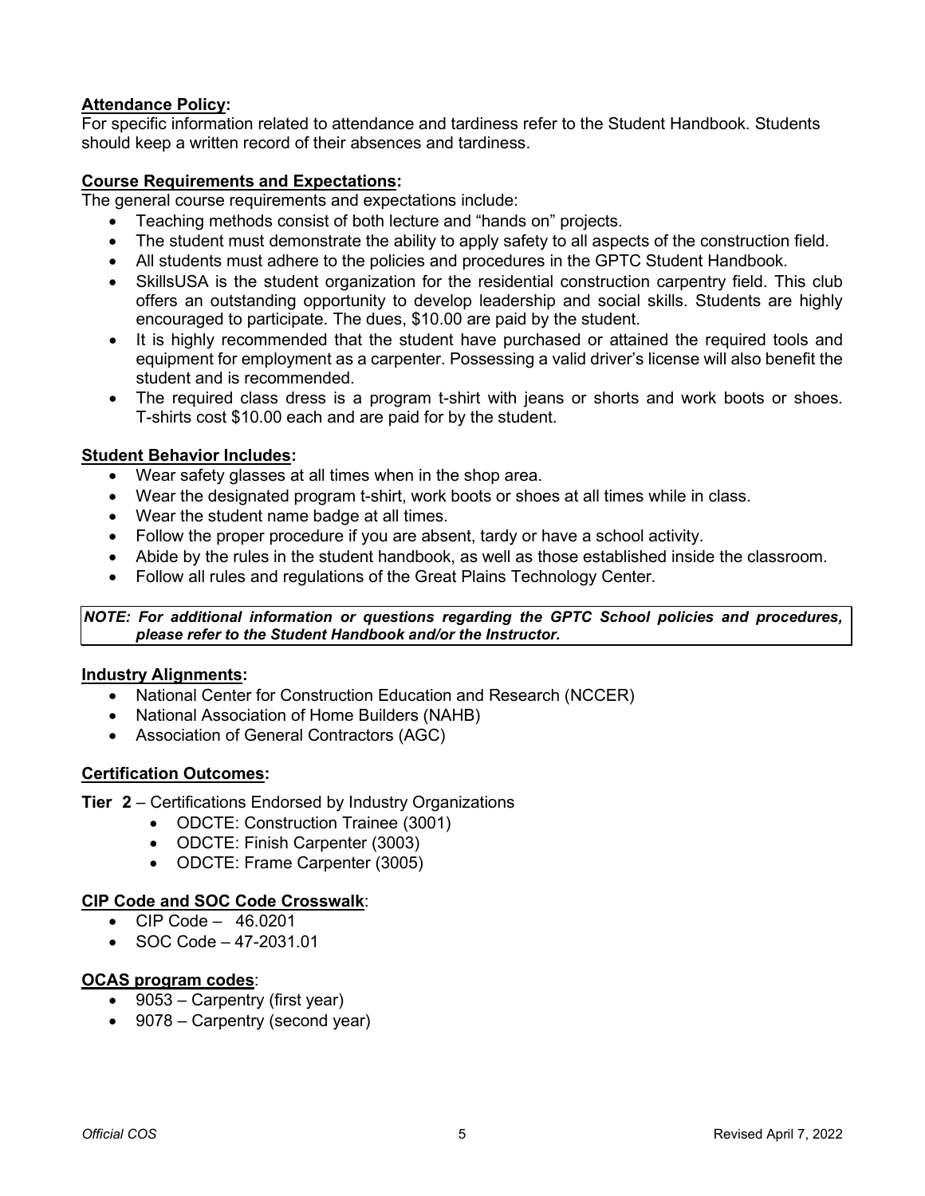**Attendance Policy:**

For specific information related to attendance and tardiness refer to the Student Handbook. Students should keep a written record of their absences and tardiness.

**Course Requirements and Expectations:**

The general course requirements and expectations include:

- Teaching methods consist of both lecture and "hands on" projects.
- The student must demonstrate the ability to apply safety to all aspects of the construction field.
- All students must adhere to the policies and procedures in the GPTC Student Handbook.
- SkillsUSA is the student organization for the residential construction carpentry field. This club offers an outstanding opportunity to develop leadership and social skills. Students are highly encouraged to participate. The dues, $10.00 are paid by the student.
- It is highly recommended that the student have purchased or attained the required tools and equipment for employment as a carpenter. Possessing a valid driver's license will also benefit the student and is recommended.
- The required class dress is a program t-shirt with jeans or shorts and work boots or shoes. T-shirts cost $10.00 each and are paid for by the student.

**Student Behavior Includes:**

- Wear safety glasses at all times when in the shop area.
- Wear the designated program t-shirt, work boots or shoes at all times while in class.
- Wear the student name badge at all times.
- Follow the proper procedure if you are absent, tardy or have a school activity.
- Abide by the rules in the student handbook, as well as those established inside the classroom.
- Follow all rules and regulations of the Great Plains Technology Center.

***NOTE: For additional information or questions regarding the GPTC School policies and procedures, please refer to the Student Handbook and/or the Instructor.***

**Industry Alignments:**

- National Center for Construction Education and Research (NCCER)
- National Association of Home Builders (NAHB)
- Association of General Contractors (AGC)

**Certification Outcomes:**

**Tier 2** – Certifications Endorsed by Industry Organizations

- ODCTE: Construction Trainee (3001)
- ODCTE: Finish Carpenter (3003)
- ODCTE: Frame Carpenter (3005)

**CIP Code and SOC Code Crosswalk**:

- CIP Code – 46.0201
- SOC Code – 47-2031.01

**OCAS program codes**:

- 9053 – Carpentry (first year)
- 9078 – Carpentry (second year)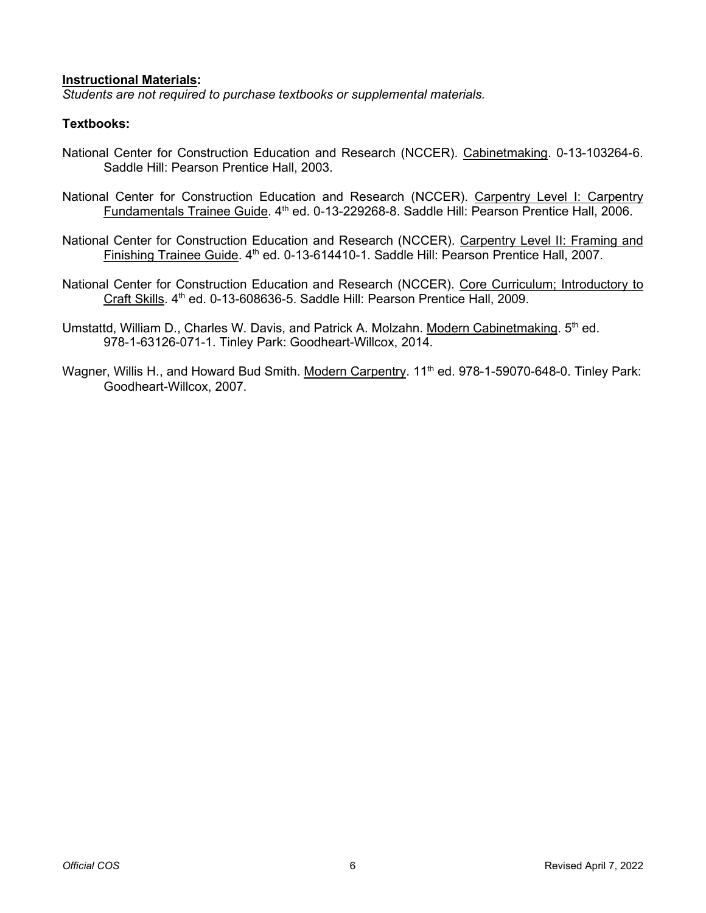**Instructional Materials:**

*Students are not required to purchase textbooks or supplemental materials.*

**Textbooks:**

National Center for Construction Education and Research (NCCER). Cabinetmaking. 0-13-103264-6. Saddle Hill: Pearson Prentice Hall, 2003.

National Center for Construction Education and Research (NCCER). Carpentry Level I: Carpentry Fundamentals Trainee Guide. 4th ed. 0-13-229268-8. Saddle Hill: Pearson Prentice Hall, 2006.

National Center for Construction Education and Research (NCCER). Carpentry Level II: Framing and Finishing Trainee Guide. 4th ed. 0-13-614410-1. Saddle Hill: Pearson Prentice Hall, 2007.

National Center for Construction Education and Research (NCCER). Core Curriculum; Introductory to Craft Skills. 4th ed. 0-13-608636-5. Saddle Hill: Pearson Prentice Hall, 2009.

Umstattd, William D., Charles W. Davis, and Patrick A. Molzahn. Modern Cabinetmaking. 5th ed. 978-1-63126-071-1. Tinley Park: Goodheart-Willcox, 2014.

Wagner, Willis H., and Howard Bud Smith. Modern Carpentry. 11th ed. 978-1-59070-648-0. Tinley Park: Goodheart-Willcox, 2007.